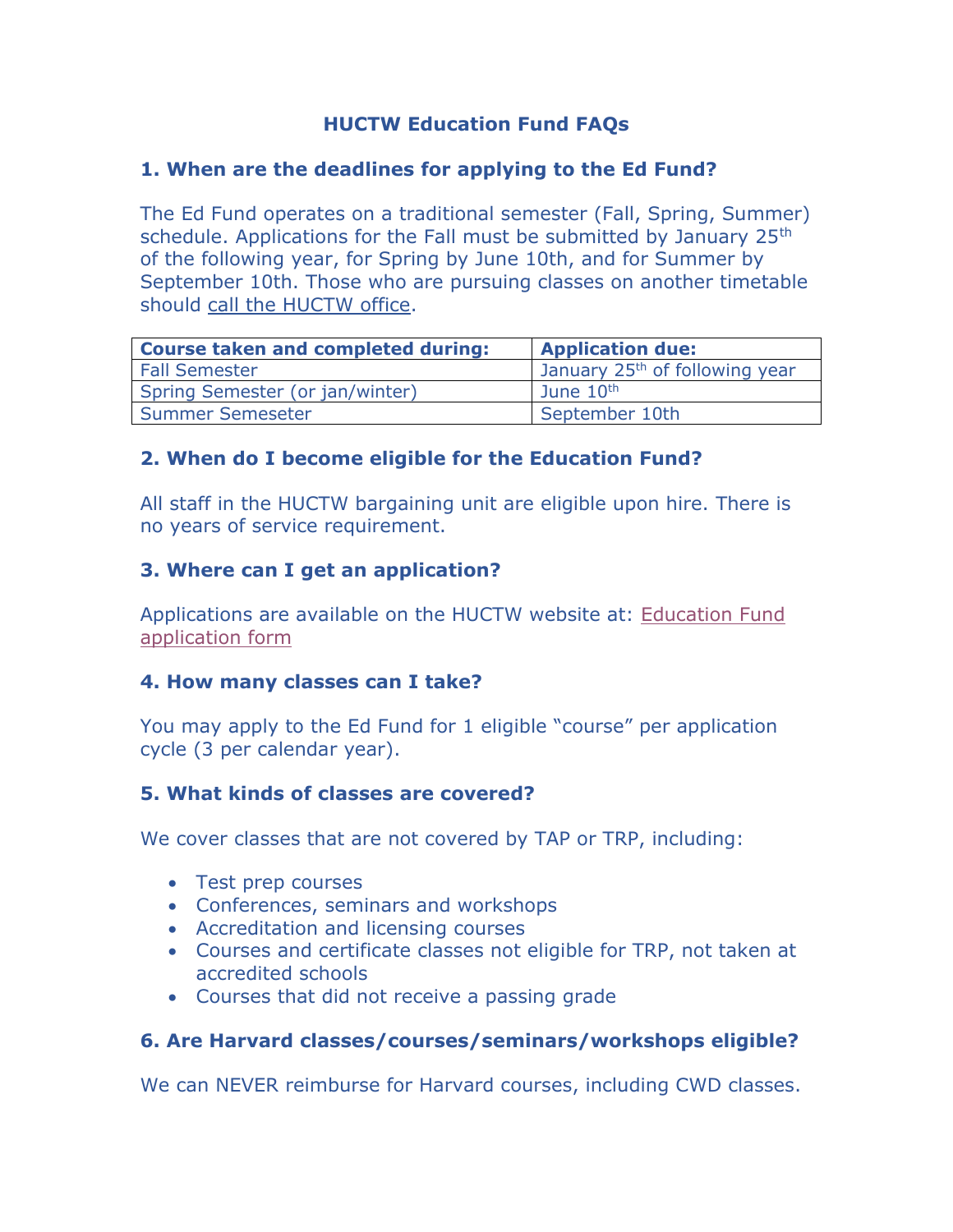# HUCTW Education Fund FAQs

## 1. When are the deadlines for applying to the Ed Fund?

The Ed Fund operates on a traditional semester (Fall, Spring, Summer) schedule. Applications for the Fall must be submitted by January 25th of the following year, for Spring by June 10th, and for Summer by September 10th. Those who are pursuing classes on another timetable should call the HUCTW office.

| Course taken and completed during: | Application due: |
|---|---|
| Fall Semester | January 25th of following year |
| Spring Semester (or jan/winter) | June 10th |
| Summer Semeseter | September 10th |

## 2. When do I become eligible for the Education Fund?

All staff in the HUCTW bargaining unit are eligible upon hire. There is no years of service requirement.

## 3. Where can I get an application?

Applications are available on the HUCTW website at: Education Fund application form

## 4. How many classes can I take?

You may apply to the Ed Fund for 1 eligible "course" per application cycle (3 per calendar year).

## 5. What kinds of classes are covered?

We cover classes that are not covered by TAP or TRP, including:

- Test prep courses
- Conferences, seminars and workshops
- Accreditation and licensing courses
- Courses and certificate classes not eligible for TRP, not taken at accredited schools
- Courses that did not receive a passing grade

## 6. Are Harvard classes/courses/seminars/workshops eligible?

We can NEVER reimburse for Harvard courses, including CWD classes.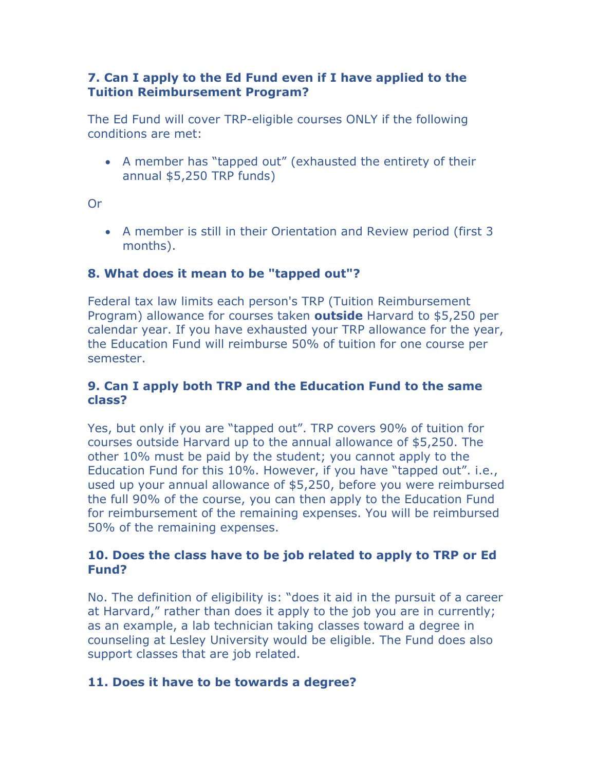### 7. Can I apply to the Ed Fund even if I have applied to the Tuition Reimbursement Program?

The Ed Fund will cover TRP-eligible courses ONLY if the following conditions are met:

- A member has "tapped out" (exhausted the entirety of their annual $5,250 TRP funds)

Or

- A member is still in their Orientation and Review period (first 3 months).

### 8. What does it mean to be "tapped out"?

Federal tax law limits each person's TRP (Tuition Reimbursement Program) allowance for courses taken **outside** Harvard to $5,250 per calendar year. If you have exhausted your TRP allowance for the year, the Education Fund will reimburse 50% of tuition for one course per semester.

### 9. Can I apply both TRP and the Education Fund to the same class?

Yes, but only if you are "tapped out". TRP covers 90% of tuition for courses outside Harvard up to the annual allowance of $5,250. The other 10% must be paid by the student; you cannot apply to the Education Fund for this 10%. However, if you have "tapped out". i.e., used up your annual allowance of $5,250, before you were reimbursed the full 90% of the course, you can then apply to the Education Fund for reimbursement of the remaining expenses. You will be reimbursed 50% of the remaining expenses.

### 10. Does the class have to be job related to apply to TRP or Ed Fund?

No. The definition of eligibility is: "does it aid in the pursuit of a career at Harvard," rather than does it apply to the job you are in currently; as an example, a lab technician taking classes toward a degree in counseling at Lesley University would be eligible. The Fund does also support classes that are job related.

### 11. Does it have to be towards a degree?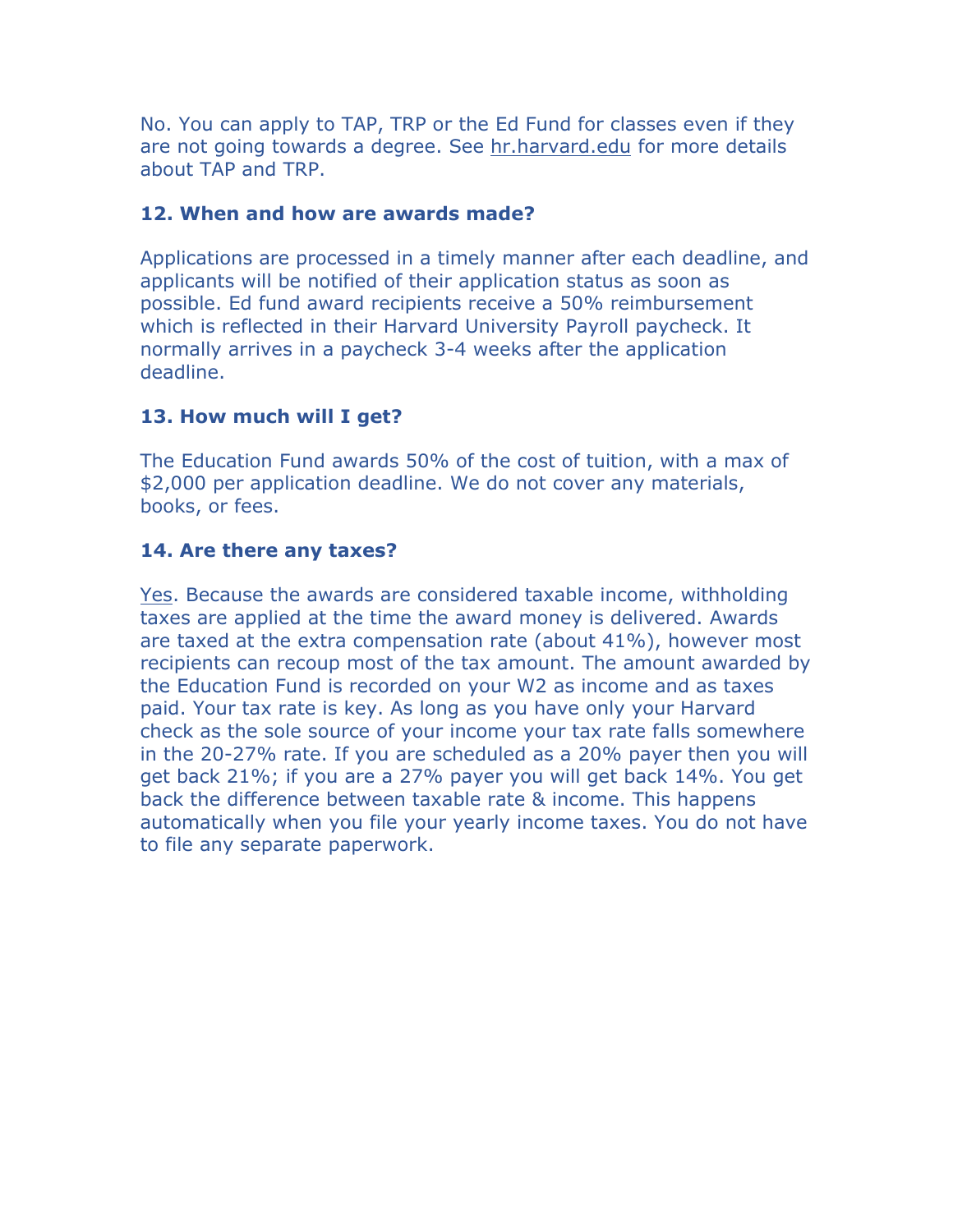No. You can apply to TAP, TRP or the Ed Fund for classes even if they are not going towards a degree. See hr.harvard.edu for more details about TAP and TRP.

### 12. When and how are awards made?

Applications are processed in a timely manner after each deadline, and applicants will be notified of their application status as soon as possible. Ed fund award recipients receive a 50% reimbursement which is reflected in their Harvard University Payroll paycheck. It normally arrives in a paycheck 3-4 weeks after the application deadline.

### 13. How much will I get?

The Education Fund awards 50% of the cost of tuition, with a max of $2,000 per application deadline. We do not cover any materials, books, or fees.

### 14. Are there any taxes?

Yes. Because the awards are considered taxable income, withholding taxes are applied at the time the award money is delivered. Awards are taxed at the extra compensation rate (about 41%), however most recipients can recoup most of the tax amount. The amount awarded by the Education Fund is recorded on your W2 as income and as taxes paid. Your tax rate is key. As long as you have only your Harvard check as the sole source of your income your tax rate falls somewhere in the 20-27% rate. If you are scheduled as a 20% payer then you will get back 21%; if you are a 27% payer you will get back 14%. You get back the difference between taxable rate & income. This happens automatically when you file your yearly income taxes. You do not have to file any separate paperwork.